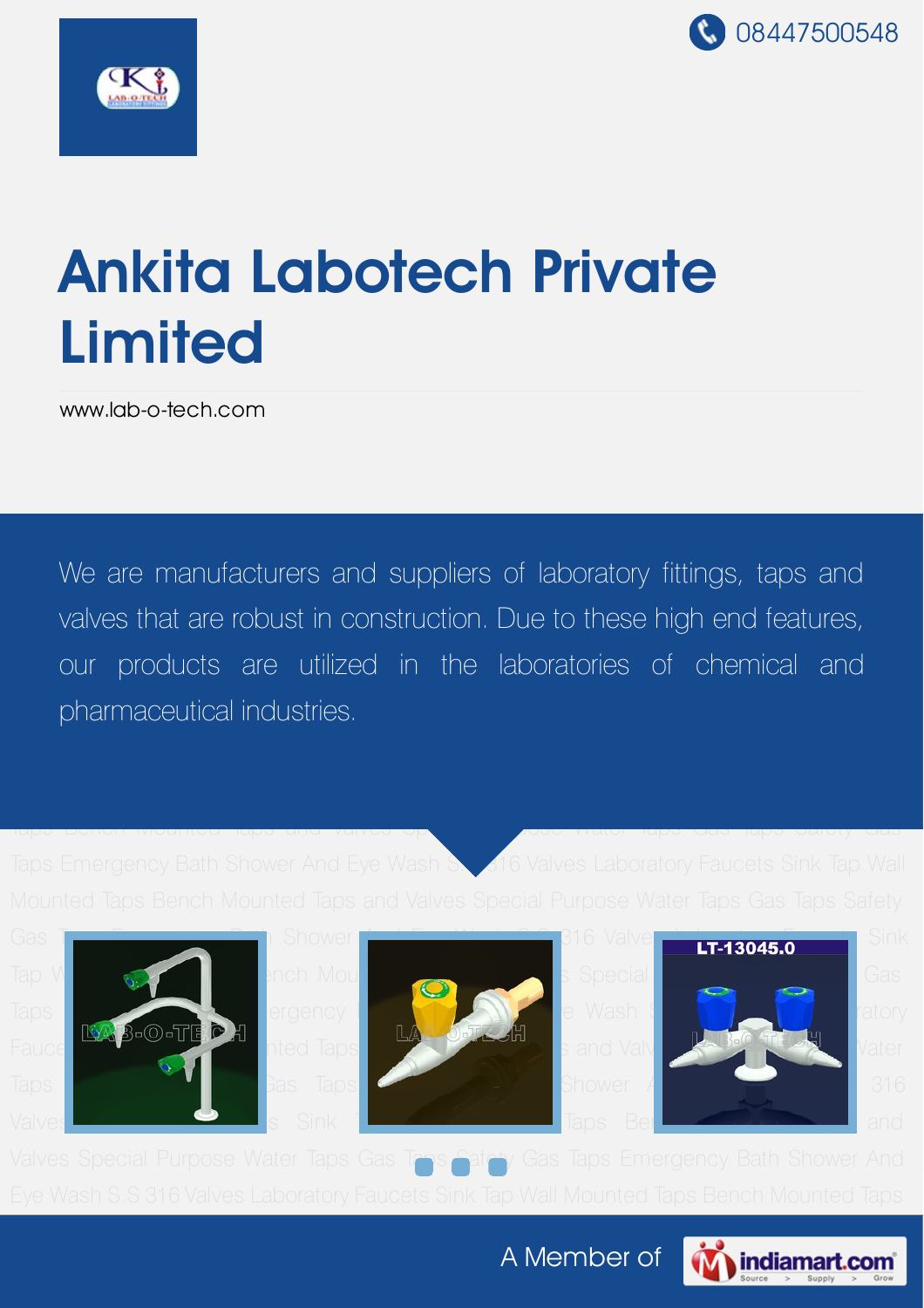08447500548

# Ankita Labotech Private Limited

www.lab-o-tech.com

We are manufacturers and suppliers of laboratory fittings, taps and valves that are robust in construction. Due to these high end features, our products are utilized in the laboratories of chemical and pharmaceutical industries.

A Member of indiamart.com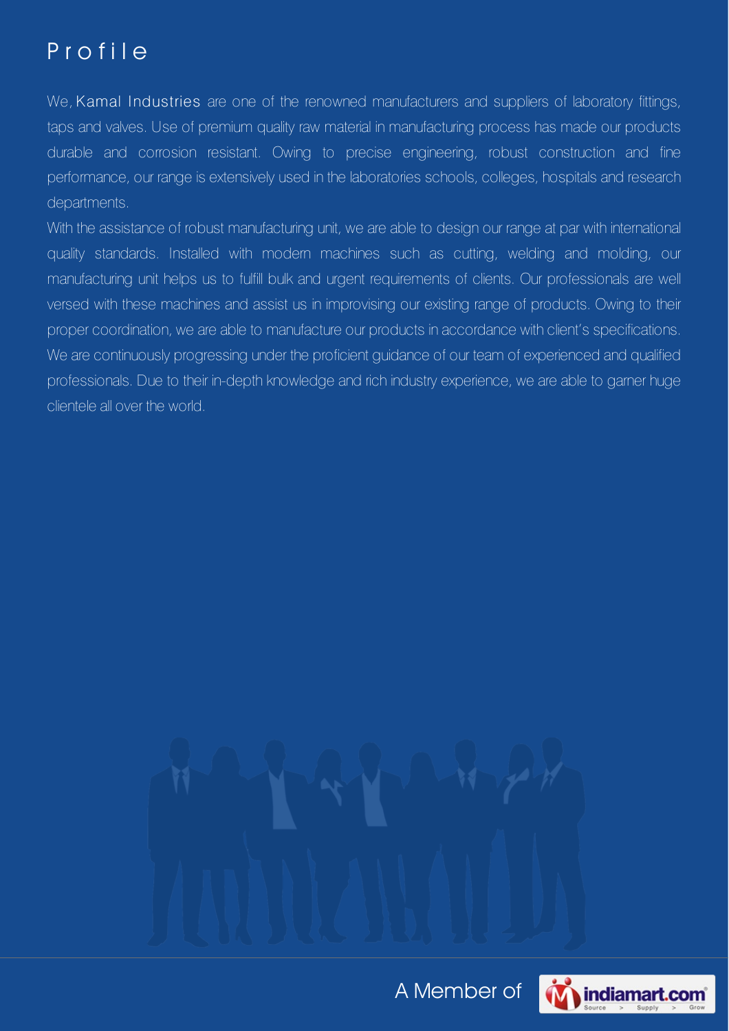# Profile

We, Kamal Industries are one of the renowned manufacturers and suppliers of laboratory fittings, taps and valves. Use of premium quality raw material in manufacturing process has made our products durable and corrosion resistant. Owing to precise engineering, robust construction and fine performance, our range is extensively used in the laboratories schools, colleges, hospitals and research departments.

With the assistance of robust manufacturing unit, we are able to design our range at par with international quality standards. Installed with modern machines such as cutting, welding and molding, our manufacturing unit helps us to fulfill bulk and urgent requirements of clients. Our professionals are well versed with these machines and assist us in improvising our existing range of products. Owing to their proper coordination, we are able to manufacture our products in accordance with client's specifications. We are continuously progressing under the proficient guidance of our team of experienced and qualified professionals. Due to their in-depth knowledge and rich industry experience, we are able to garner huge clientele all over the world.

A Member of indiamart.com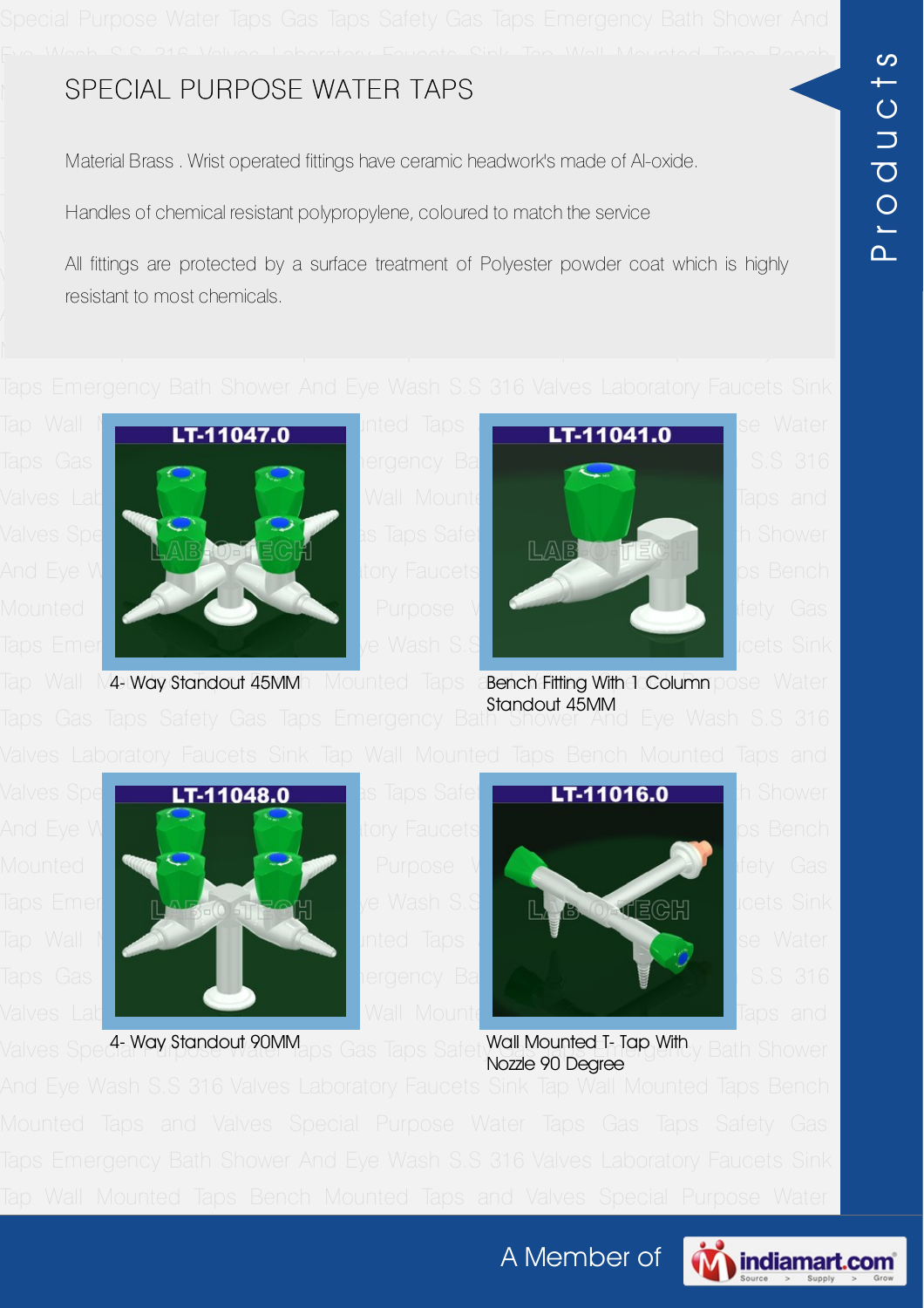# SPECIAL PURPOSE WATER TAPS

Material Brass . Wrist operated fittings have ceramic headwork's made of Al-oxide.

Handles of chemical resistant polypropylene, coloured to match the service

All fittings are protected by a surface treatment of Polyester powder coat which is highly resistant to most chemicals.

LT-11047.0

4- Way Standout 45MM

LT-11041.0

Bench Fitting With 1 Column Standout 45MM

LT-11048.0

4- Way Standout 90MM

LT-11016.0

Wall Mounted T- Tap With Nozzle 90 Degree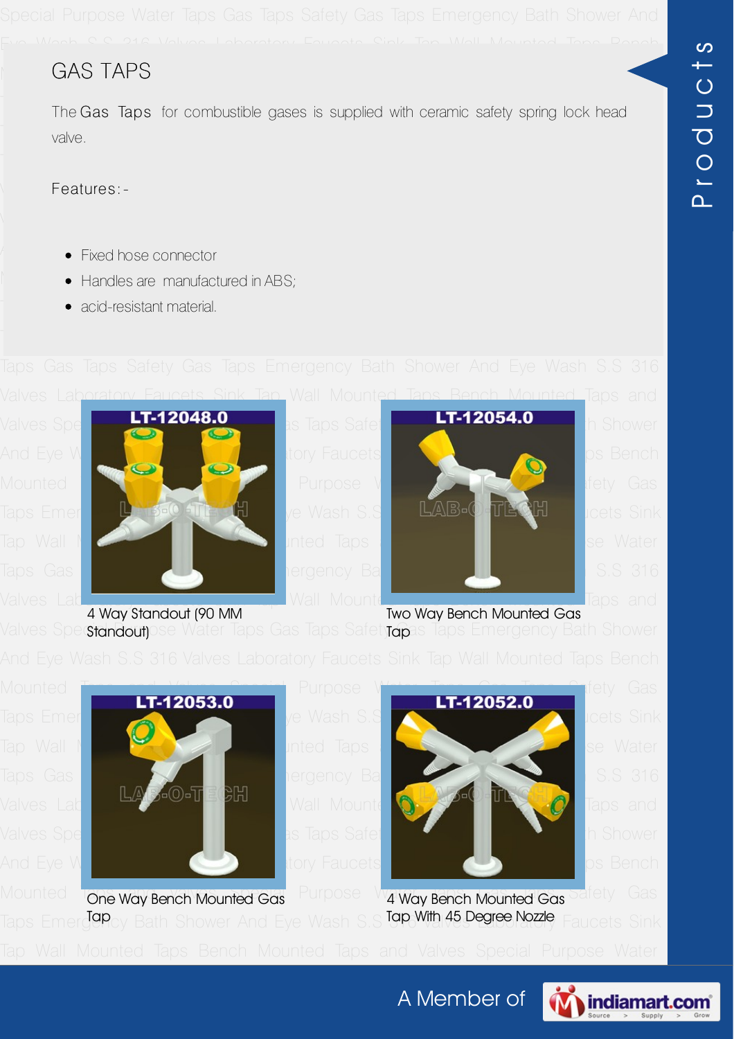# GAS TAPS

The **Gas Taps** for combustible gases is supplied with ceramic safety spring lock head valve.

Features:-

- Fixed hose connector
- Handles are manufactured in ABS;
- acid-resistant material.

LT-12048.0

4 Way Standout (90 MM Standout)

LT-12054.0

Two Way Bench Mounted Gas Tap

LT-12053.0

One Way Bench Mounted Gas Tap

LT-12052.0

4 Way Bench Mounted Gas Tap With 45 Degree Nozzle

A Member of indiamart.com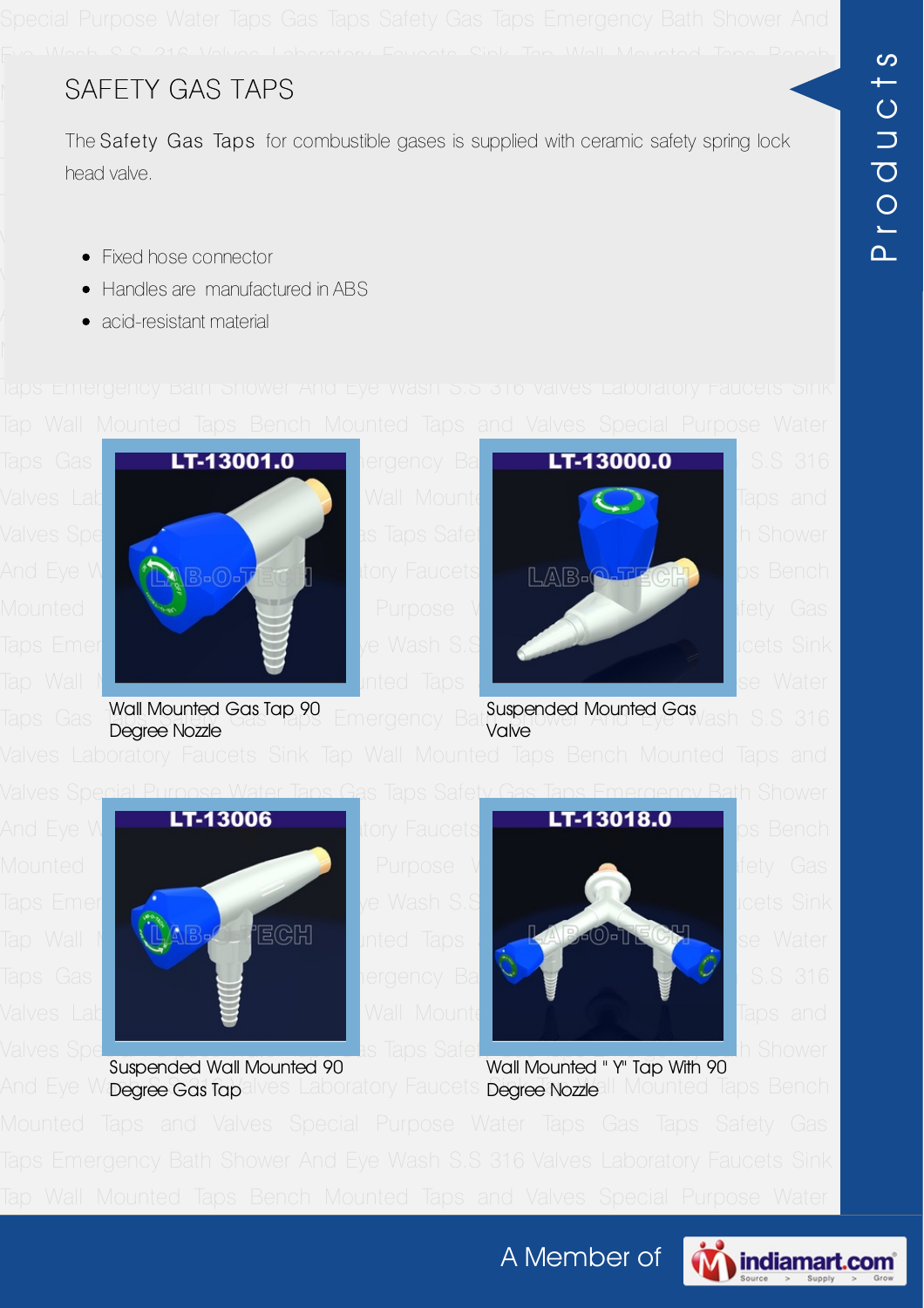# SAFETY GAS TAPS

The **Safety Gas Taps** for combustible gases is supplied with ceramic safety spring lock head valve.

- Fixed hose connector
- Handles are manufactured in ABS
- acid-resistant material

LT-13001.0

Wall Mounted Gas Tap 90 Degree Nozzle

LT-13000.0

Suspended Mounted Gas Valve

LT-13006

Suspended Wall Mounted 90 Degree Gas Tap

LT-13018.0

Wall Mounted " Y" Tap With 90 Degree Nozzle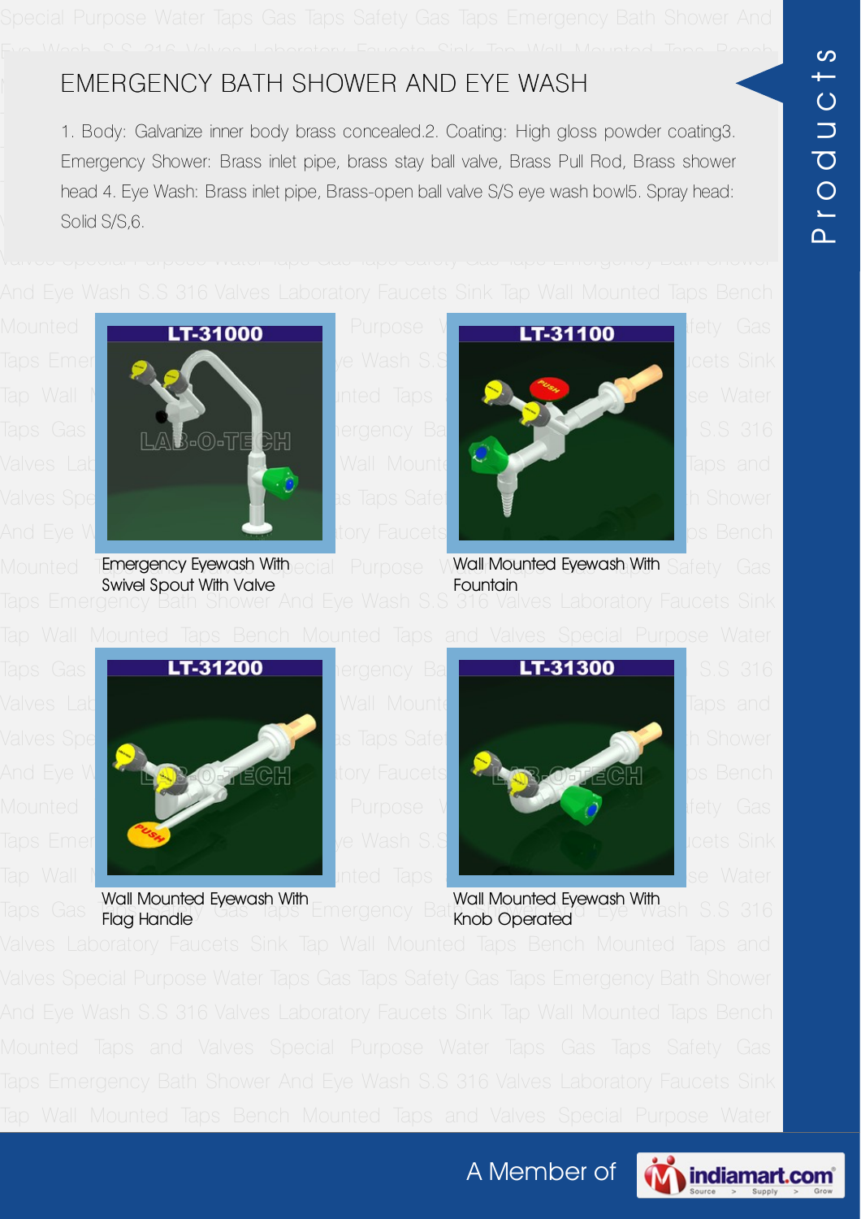# EMERGENCY BATH SHOWER AND EYE WASH

1. Body: Galvanize inner body brass concealed.2. Coating: High gloss powder coating3. Emergency Shower: Brass inlet pipe, brass stay ball valve, Brass Pull Rod, Brass shower head 4. Eye Wash: Brass inlet pipe, Brass-open ball valve S/S eye wash bowl5. Spray head: Solid S/S,6.

LT-31000

Emergency Eyewash With Swivel Spout With Valve

LT-31100

Wall Mounted Eyewash With Fountain

LT-31200

Wall Mounted Eyewash With Flag Handle

LT-31300

Wall Mounted Eyewash With Knob Operated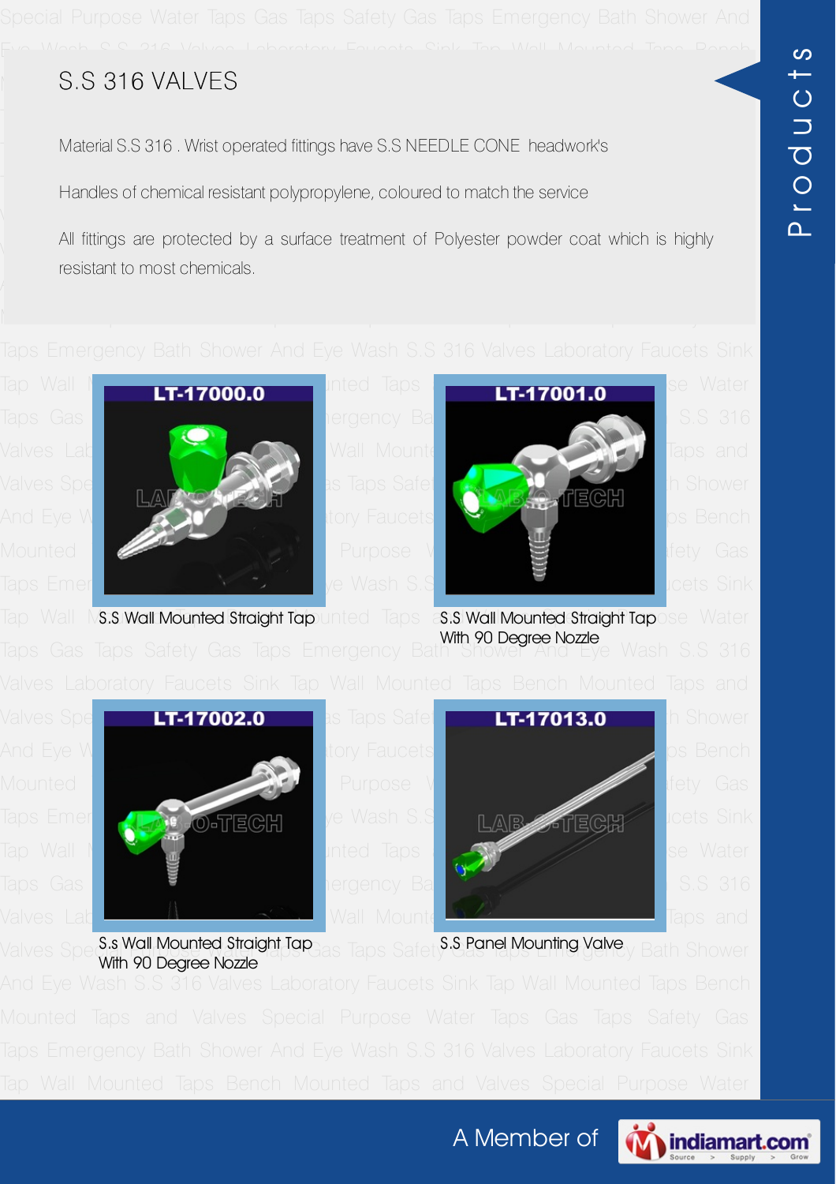# S.S 316 VALVES

Material S.S 316 . Wrist operated fittings have S.S NEEDLE CONE headwork's

Handles of chemical resistant polypropylene, coloured to match the service

All fittings are protected by a surface treatment of Polyester powder coat which is highly resistant to most chemicals.

LT-17000.0

S.S Wall Mounted Straight Tap

LT-17001.0

S.S Wall Mounted Straight Tap With 90 Degree Nozzle

LT-17002.0

S.s Wall Mounted Straight Tap With 90 Degree Nozzle

LT-17013.0

S.S Panel Mounting Valve

A Member of indiamart.com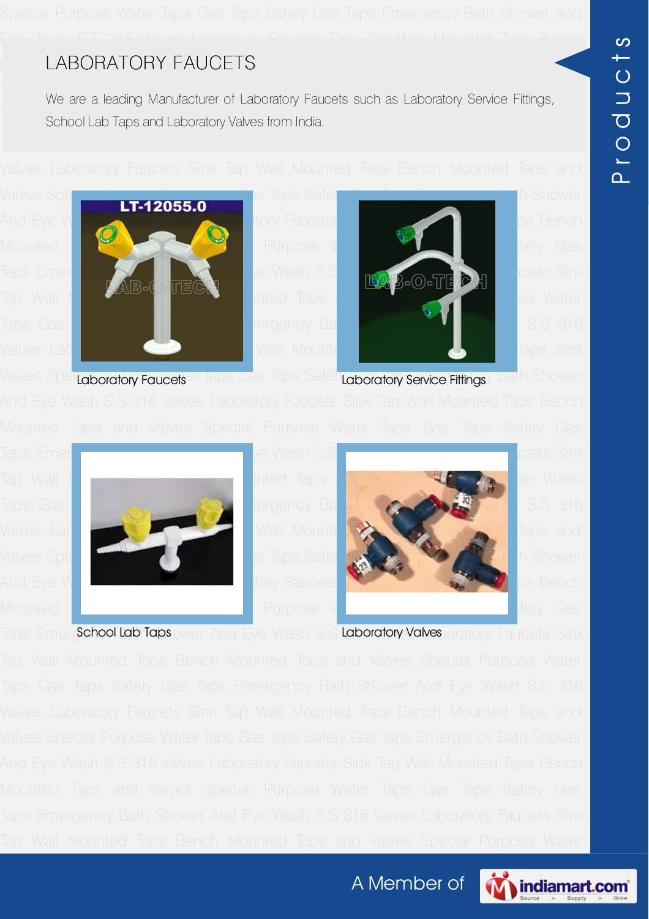# LABORATORY FAUCETS

We are a leading Manufacturer of Laboratory Faucets such as Laboratory Service Fittings, School Lab Taps and Laboratory Valves from India.

Laboratory Faucets

Laboratory Service Fittings

School Lab Taps

Laboratory Valves

Products

A Member of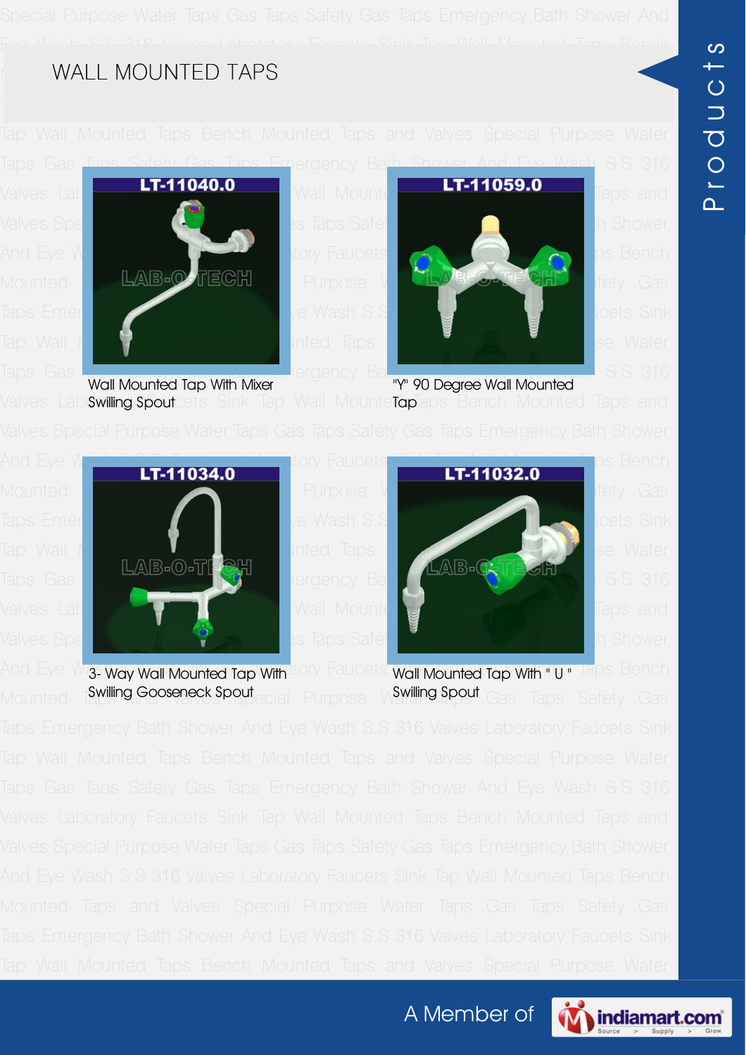# WALL MOUNTED TAPS

LT-11040.0

Wall Mounted Tap With Mixer Swilling Spout

LT-11059.0

"Y" 90 Degree Wall Mounted Tap

LT-11034.0

3- Way Wall Mounted Tap With Swilling Gooseneck Spout

LT-11032.0

Wall Mounted Tap With " U " Swilling Spout

A Member of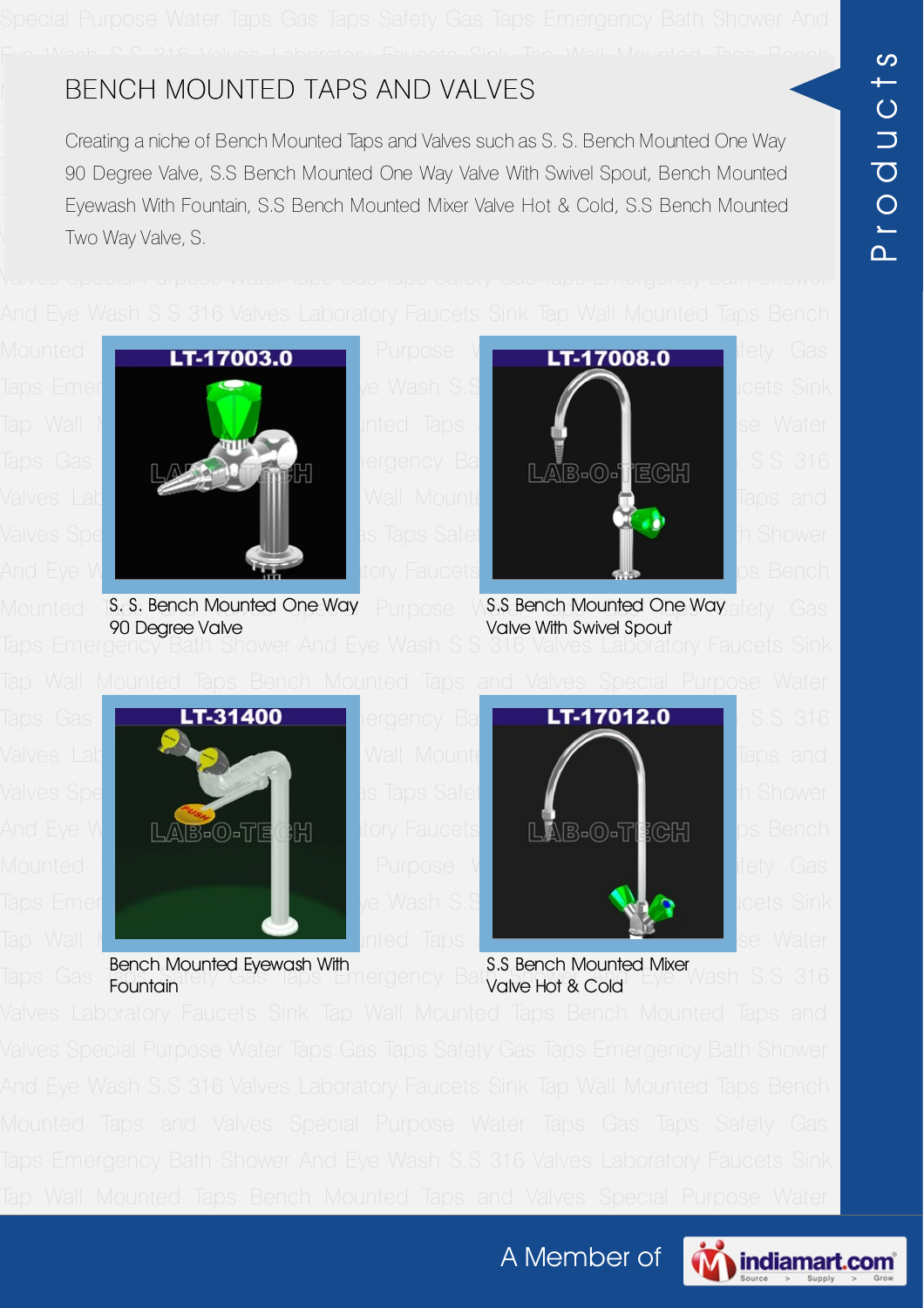# BENCH MOUNTED TAPS AND VALVES

Creating a niche of Bench Mounted Taps and Valves such as S. S. Bench Mounted One Way 90 Degree Valve, S.S Bench Mounted One Way Valve With Swivel Spout, Bench Mounted Eyewash With Fountain, S.S Bench Mounted Mixer Valve Hot & Cold, S.S Bench Mounted Two Way Valve, S.

LT-17003.0

S. S. Bench Mounted One Way 90 Degree Valve

LT-17008.0

S.S Bench Mounted One Way Valve With Swivel Spout

LT-31400

Bench Mounted Eyewash With Fountain

LT-17012.0

S.S Bench Mounted Mixer Valve Hot & Cold

A Member of indiamart.com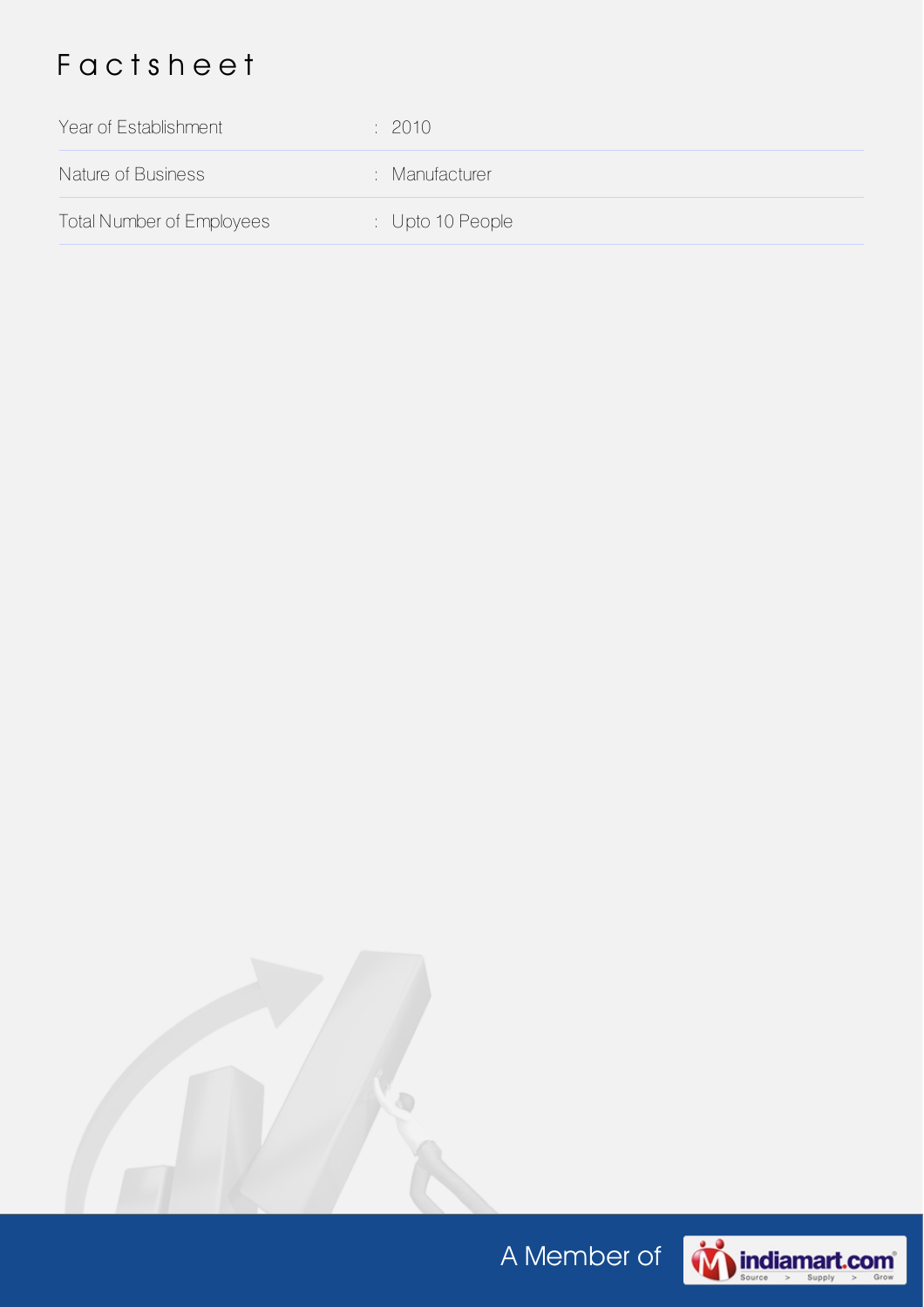# Factsheet

| | |
|---|---|
| Year of Establishment | 2010 |
| Nature of Business | Manufacturer |
| Total Number of Employees | Upto 10 People |

A Member of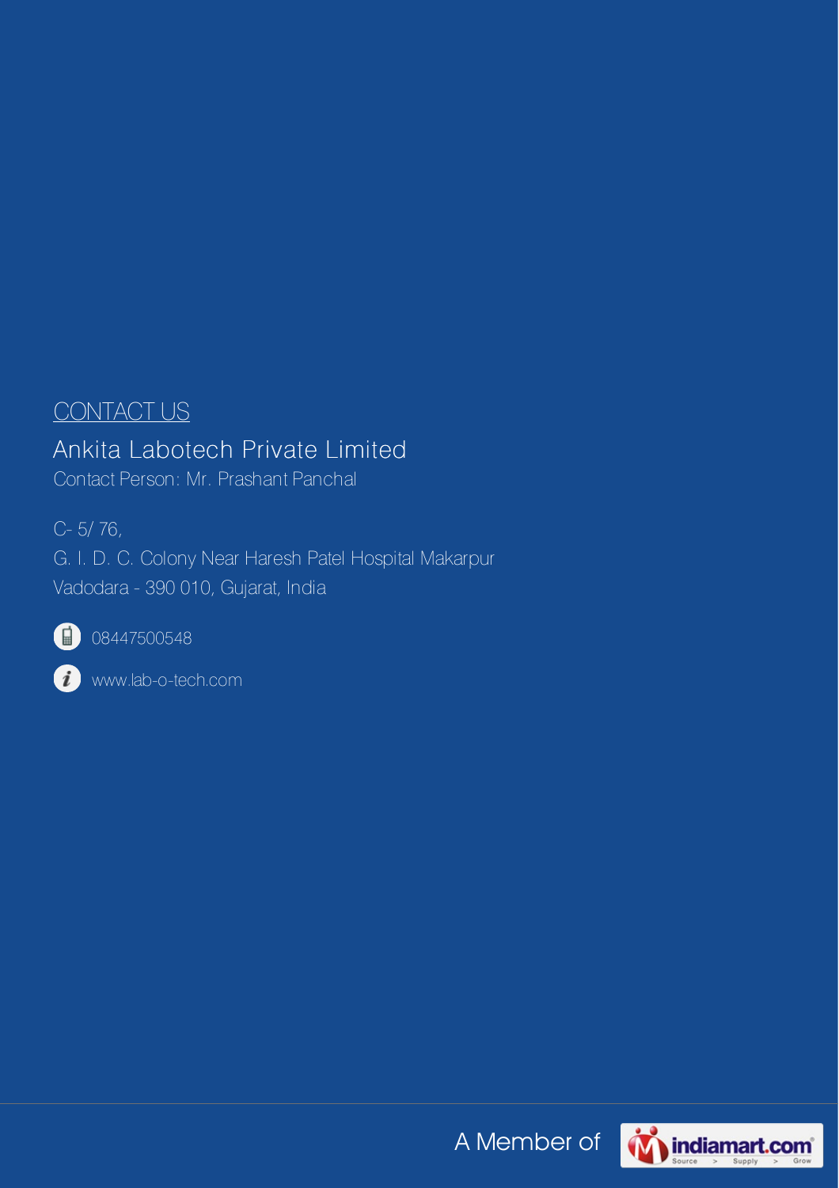## CONTACT US

### Ankita Labotech Private Limited

Contact Person: Mr. Prashant Panchal

C- 5/ 76,
G. I. D. C. Colony Near Haresh Patel Hospital Makarpur
Vadodara - 390 010, Gujarat, India

08447500548

www.lab-o-tech.com

A Member of indiamart.com